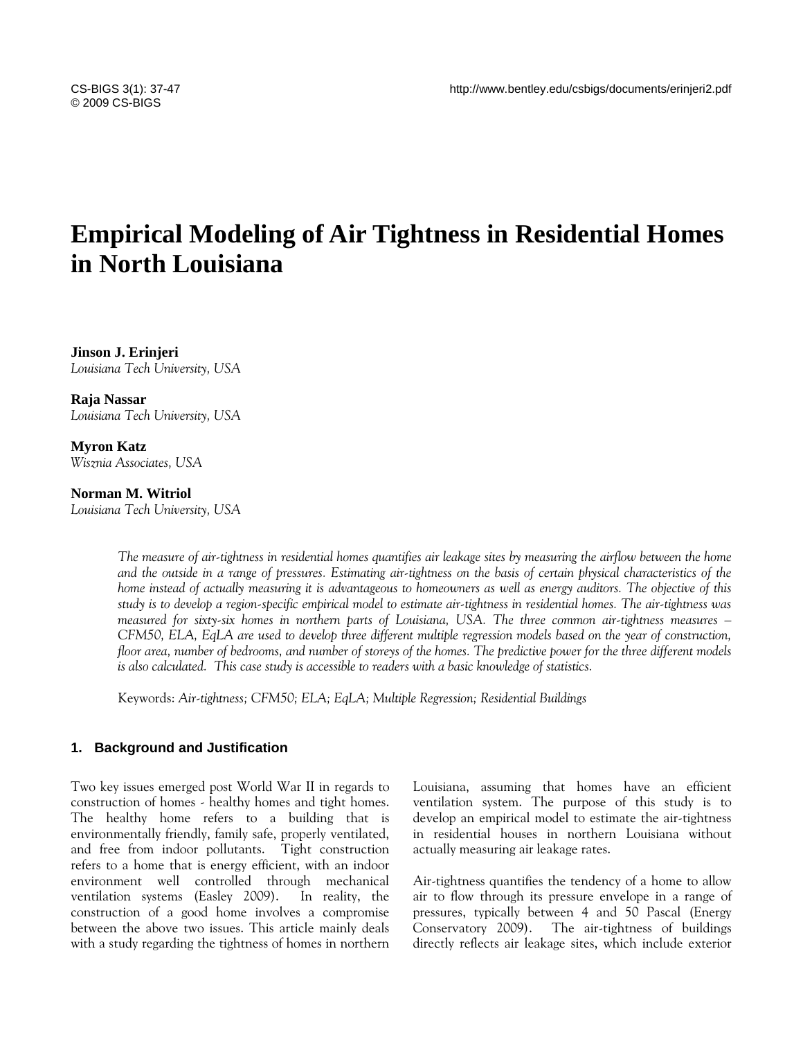# Empirical Modeling of Air Tightness in Residential Homes in North Louisiana

**Jinson J. Erinjeri**
*Louisiana Tech University, USA*

**Raja Nassar**
*Louisiana Tech University, USA*

**Myron Katz**
*Wisznia Associates, USA*

**Norman M. Witriol**
*Louisiana Tech University, USA*

*The measure of air-tightness in residential homes quantifies air leakage sites by measuring the airflow between the home and the outside in a range of pressures. Estimating air-tightness on the basis of certain physical characteristics of the home instead of actually measuring it is advantageous to homeowners as well as energy auditors. The objective of this study is to develop a region-specific empirical model to estimate air-tightness in residential homes. The air-tightness was measured for sixty-six homes in northern parts of Louisiana, USA. The three common air-tightness measures – CFM50, ELA, EqLA are used to develop three different multiple regression models based on the year of construction, floor area, number of bedrooms, and number of storeys of the homes. The predictive power for the three different models is also calculated. This case study is accessible to readers with a basic knowledge of statistics.*

Keywords: *Air-tightness; CFM50; ELA; EqLA; Multiple Regression; Residential Buildings*

## 1. Background and Justification

Two key issues emerged post World War II in regards to construction of homes - healthy homes and tight homes. The healthy home refers to a building that is environmentally friendly, family safe, properly ventilated, and free from indoor pollutants. Tight construction refers to a home that is energy efficient, with an indoor environment well controlled through mechanical ventilation systems (Easley 2009). In reality, the construction of a good home involves a compromise between the above two issues. This article mainly deals with a study regarding the tightness of homes in northern Louisiana, assuming that homes have an efficient ventilation system. The purpose of this study is to develop an empirical model to estimate the air-tightness in residential houses in northern Louisiana without actually measuring air leakage rates.

Air-tightness quantifies the tendency of a home to allow air to flow through its pressure envelope in a range of pressures, typically between 4 and 50 Pascal (Energy Conservatory 2009). The air-tightness of buildings directly reflects air leakage sites, which include exterior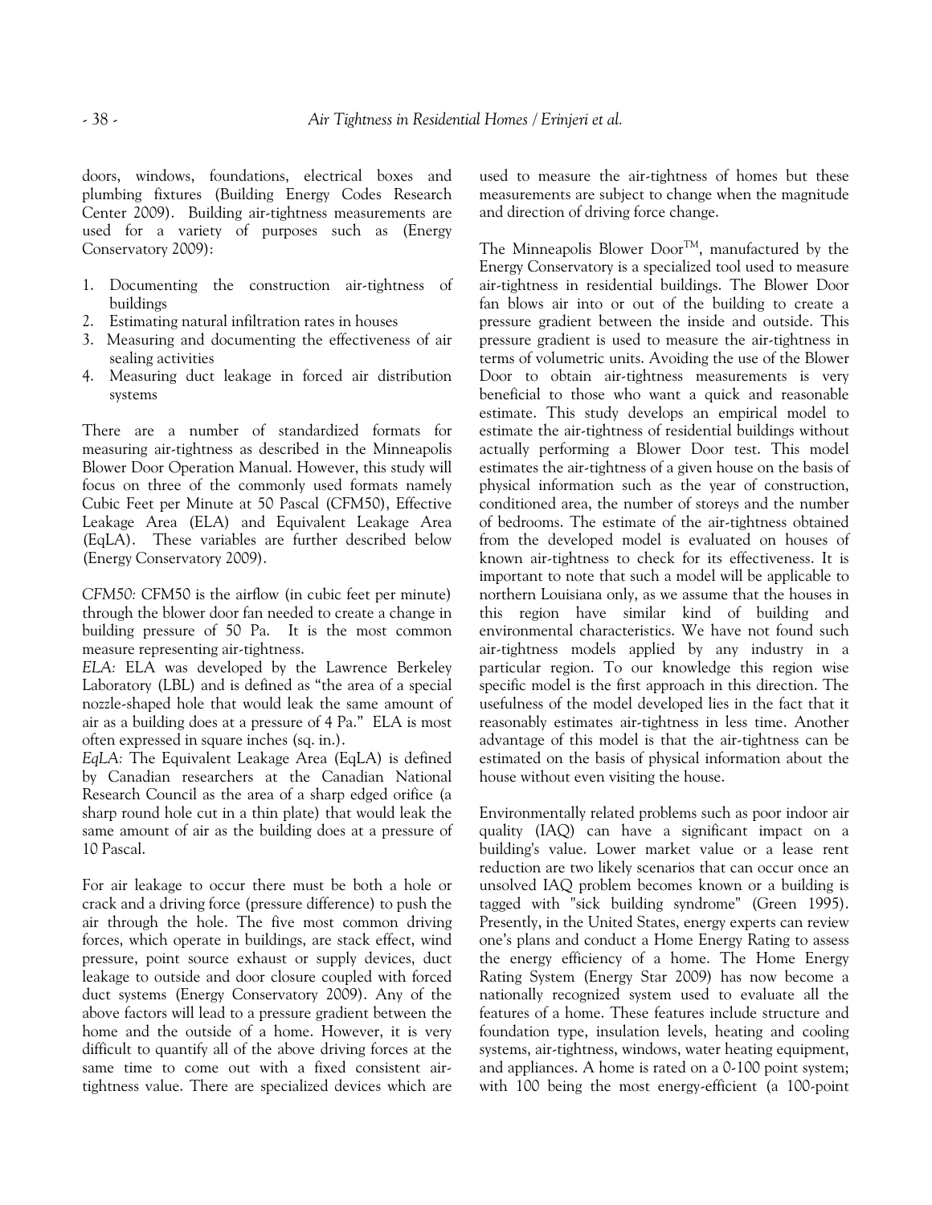doors, windows, foundations, electrical boxes and plumbing fixtures (Building Energy Codes Research Center 2009). Building air-tightness measurements are used for a variety of purposes such as (Energy Conservatory 2009):

1. Documenting the construction air-tightness of buildings
2. Estimating natural infiltration rates in houses
3. Measuring and documenting the effectiveness of air sealing activities
4. Measuring duct leakage in forced air distribution systems

There are a number of standardized formats for measuring air-tightness as described in the Minneapolis Blower Door Operation Manual. However, this study will focus on three of the commonly used formats namely Cubic Feet per Minute at 50 Pascal (CFM50), Effective Leakage Area (ELA) and Equivalent Leakage Area (EqLA). These variables are further described below (Energy Conservatory 2009).

*CFM50:* CFM50 is the airflow (in cubic feet per minute) through the blower door fan needed to create a change in building pressure of 50 Pa. It is the most common measure representing air-tightness.

*ELA:* ELA was developed by the Lawrence Berkeley Laboratory (LBL) and is defined as "the area of a special nozzle-shaped hole that would leak the same amount of air as a building does at a pressure of 4 Pa." ELA is most often expressed in square inches (sq. in.).

*EqLA:* The Equivalent Leakage Area (EqLA) is defined by Canadian researchers at the Canadian National Research Council as the area of a sharp edged orifice (a sharp round hole cut in a thin plate) that would leak the same amount of air as the building does at a pressure of 10 Pascal.

For air leakage to occur there must be both a hole or crack and a driving force (pressure difference) to push the air through the hole. The five most common driving forces, which operate in buildings, are stack effect, wind pressure, point source exhaust or supply devices, duct leakage to outside and door closure coupled with forced duct systems (Energy Conservatory 2009). Any of the above factors will lead to a pressure gradient between the home and the outside of a home. However, it is very difficult to quantify all of the above driving forces at the same time to come out with a fixed consistent air-tightness value. There are specialized devices which are used to measure the air-tightness of homes but these measurements are subject to change when the magnitude and direction of driving force change.

The Minneapolis Blower Door™, manufactured by the Energy Conservatory is a specialized tool used to measure air-tightness in residential buildings. The Blower Door fan blows air into or out of the building to create a pressure gradient between the inside and outside. This pressure gradient is used to measure the air-tightness in terms of volumetric units. Avoiding the use of the Blower Door to obtain air-tightness measurements is very beneficial to those who want a quick and reasonable estimate. This study develops an empirical model to estimate the air-tightness of residential buildings without actually performing a Blower Door test. This model estimates the air-tightness of a given house on the basis of physical information such as the year of construction, conditioned area, the number of storeys and the number of bedrooms. The estimate of the air-tightness obtained from the developed model is evaluated on houses of known air-tightness to check for its effectiveness. It is important to note that such a model will be applicable to northern Louisiana only, as we assume that the houses in this region have similar kind of building and environmental characteristics. We have not found such air-tightness models applied by any industry in a particular region. To our knowledge this region wise specific model is the first approach in this direction. The usefulness of the model developed lies in the fact that it reasonably estimates air-tightness in less time. Another advantage of this model is that the air-tightness can be estimated on the basis of physical information about the house without even visiting the house.

Environmentally related problems such as poor indoor air quality (IAQ) can have a significant impact on a building's value. Lower market value or a lease rent reduction are two likely scenarios that can occur once an unsolved IAQ problem becomes known or a building is tagged with "sick building syndrome" (Green 1995). Presently, in the United States, energy experts can review one's plans and conduct a Home Energy Rating to assess the energy efficiency of a home. The Home Energy Rating System (Energy Star 2009) has now become a nationally recognized system used to evaluate all the features of a home. These features include structure and foundation type, insulation levels, heating and cooling systems, air-tightness, windows, water heating equipment, and appliances. A home is rated on a 0-100 point system; with 100 being the most energy-efficient (a 100-point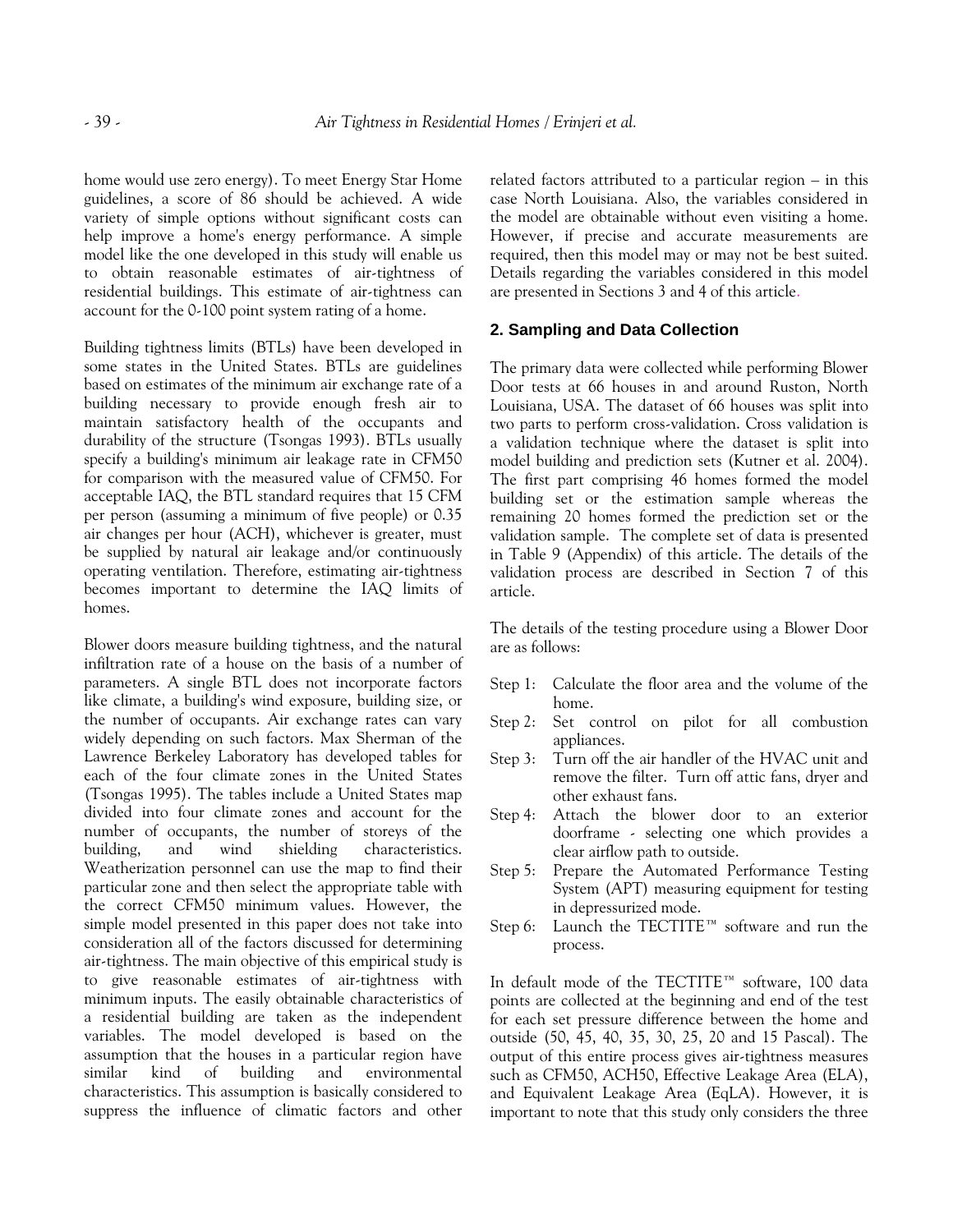home would use zero energy). To meet Energy Star Home guidelines, a score of 86 should be achieved. A wide variety of simple options without significant costs can help improve a home's energy performance. A simple model like the one developed in this study will enable us to obtain reasonable estimates of air-tightness of residential buildings. This estimate of air-tightness can account for the 0-100 point system rating of a home.

Building tightness limits (BTLs) have been developed in some states in the United States. BTLs are guidelines based on estimates of the minimum air exchange rate of a building necessary to provide enough fresh air to maintain satisfactory health of the occupants and durability of the structure (Tsongas 1993). BTLs usually specify a building's minimum air leakage rate in CFM50 for comparison with the measured value of CFM50. For acceptable IAQ, the BTL standard requires that 15 CFM per person (assuming a minimum of five people) or 0.35 air changes per hour (ACH), whichever is greater, must be supplied by natural air leakage and/or continuously operating ventilation. Therefore, estimating air-tightness becomes important to determine the IAQ limits of homes.

Blower doors measure building tightness, and the natural infiltration rate of a house on the basis of a number of parameters. A single BTL does not incorporate factors like climate, a building's wind exposure, building size, or the number of occupants. Air exchange rates can vary widely depending on such factors. Max Sherman of the Lawrence Berkeley Laboratory has developed tables for each of the four climate zones in the United States (Tsongas 1995). The tables include a United States map divided into four climate zones and account for the number of occupants, the number of storeys of the building, and wind shielding characteristics. Weatherization personnel can use the map to find their particular zone and then select the appropriate table with the correct CFM50 minimum values. However, the simple model presented in this paper does not take into consideration all of the factors discussed for determining air-tightness. The main objective of this empirical study is to give reasonable estimates of air-tightness with minimum inputs. The easily obtainable characteristics of a residential building are taken as the independent variables. The model developed is based on the assumption that the houses in a particular region have similar kind of building and environmental characteristics. This assumption is basically considered to suppress the influence of climatic factors and other related factors attributed to a particular region – in this case North Louisiana. Also, the variables considered in the model are obtainable without even visiting a home. However, if precise and accurate measurements are required, then this model may or may not be best suited. Details regarding the variables considered in this model are presented in Sections 3 and 4 of this article.

## 2. Sampling and Data Collection

The primary data were collected while performing Blower Door tests at 66 houses in and around Ruston, North Louisiana, USA. The dataset of 66 houses was split into two parts to perform cross-validation. Cross validation is a validation technique where the dataset is split into model building and prediction sets (Kutner et al. 2004). The first part comprising 46 homes formed the model building set or the estimation sample whereas the remaining 20 homes formed the prediction set or the validation sample. The complete set of data is presented in Table 9 (Appendix) of this article. The details of the validation process are described in Section 7 of this article.

The details of the testing procedure using a Blower Door are as follows:

- Step 1: Calculate the floor area and the volume of the home.
- Step 2: Set control on pilot for all combustion appliances.
- Step 3: Turn off the air handler of the HVAC unit and remove the filter. Turn off attic fans, dryer and other exhaust fans.
- Step 4: Attach the blower door to an exterior doorframe - selecting one which provides a clear airflow path to outside.
- Step 5: Prepare the Automated Performance Testing System (APT) measuring equipment for testing in depressurized mode.
- Step 6: Launch the TECTITE™ software and run the process.

In default mode of the TECTITE™ software, 100 data points are collected at the beginning and end of the test for each set pressure difference between the home and outside (50, 45, 40, 35, 30, 25, 20 and 15 Pascal). The output of this entire process gives air-tightness measures such as CFM50, ACH50, Effective Leakage Area (ELA), and Equivalent Leakage Area (EqLA). However, it is important to note that this study only considers the three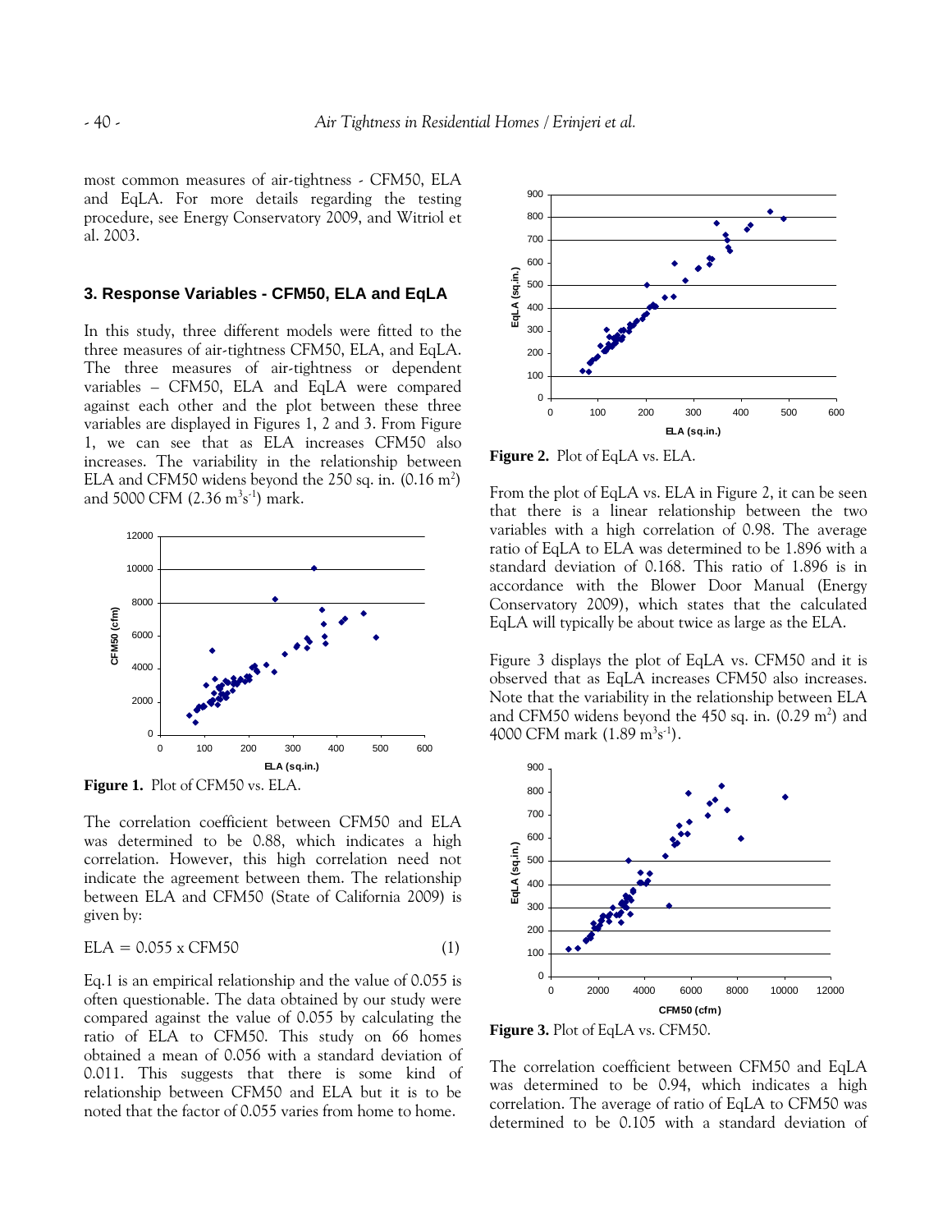most common measures of air-tightness - CFM50, ELA and EqLA. For more details regarding the testing procedure, see Energy Conservatory 2009, and Witriol et al. 2003.

### 3. Response Variables - CFM50, ELA and EqLA

In this study, three different models were fitted to the three measures of air-tightness CFM50, ELA, and EqLA. The three measures of air-tightness or dependent variables – CFM50, ELA and EqLA were compared against each other and the plot between these three variables are displayed in Figures 1, 2 and 3. From Figure 1, we can see that as ELA increases CFM50 also increases. The variability in the relationship between ELA and CFM50 widens beyond the 250 sq. in. (0.16 $m^2$) and 5000 CFM (2.36 $m^3s^{-1}$) mark.

**Figure 1.** Plot of CFM50 vs. ELA.

The correlation coefficient between CFM50 and ELA was determined to be 0.88, which indicates a high correlation. However, this high correlation need not indicate the agreement between them. The relationship between ELA and CFM50 (State of California 2009) is given by:

$$ELA = 0.055 \times CFM50 \qquad (1)$$

Eq.1 is an empirical relationship and the value of 0.055 is often questionable. The data obtained by our study were compared against the value of 0.055 by calculating the ratio of ELA to CFM50. This study on 66 homes obtained a mean of 0.056 with a standard deviation of 0.011. This suggests that there is some kind of relationship between CFM50 and ELA but it is to be noted that the factor of 0.055 varies from home to home.

**Figure 2.** Plot of EqLA vs. ELA.

From the plot of EqLA vs. ELA in Figure 2, it can be seen that there is a linear relationship between the two variables with a high correlation of 0.98. The average ratio of EqLA to ELA was determined to be 1.896 with a standard deviation of 0.168. This ratio of 1.896 is in accordance with the Blower Door Manual (Energy Conservatory 2009), which states that the calculated EqLA will typically be about twice as large as the ELA.

Figure 3 displays the plot of EqLA vs. CFM50 and it is observed that as EqLA increases CFM50 also increases. Note that the variability in the relationship between ELA and CFM50 widens beyond the 450 sq. in. (0.29 $m^2$) and 4000 CFM mark (1.89 $m^3s^{-1}$).

**Figure 3.** Plot of EqLA vs. CFM50.

The correlation coefficient between CFM50 and EqLA was determined to be 0.94, which indicates a high correlation. The average of ratio of EqLA to CFM50 was determined to be 0.105 with a standard deviation of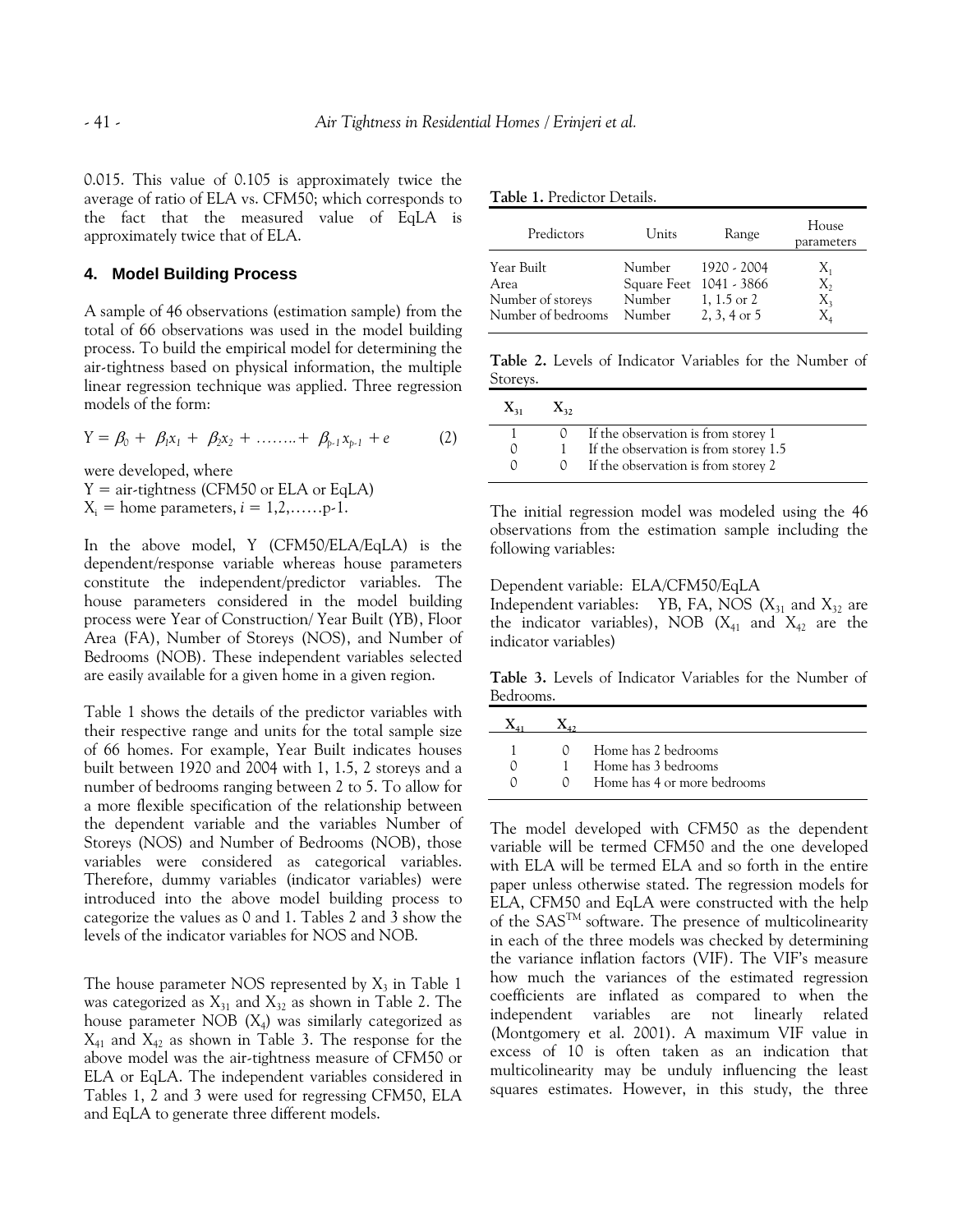0.015. This value of 0.105 is approximately twice the average of ratio of ELA vs. CFM50; which corresponds to the fact that the measured value of EqLA is approximately twice that of ELA.

## 4. Model Building Process

A sample of 46 observations (estimation sample) from the total of 66 observations was used in the model building process. To build the empirical model for determining the air-tightness based on physical information, the multiple linear regression technique was applied. Three regression models of the form:

$$Y = \beta_0 + \beta_1 x_1 + \beta_2 x_2 + \ldots\ldots + \beta_{p-1} x_{p-1} + e \qquad (2)$$

were developed, where

$Y$ = air-tightness (CFM50 or ELA or EqLA)

$X_i$ = home parameters, $i = 1,2,\ldots\ldots p-1$.

In the above model, Y (CFM50/ELA/EqLA) is the dependent/response variable whereas house parameters constitute the independent/predictor variables. The house parameters considered in the model building process were Year of Construction/ Year Built (YB), Floor Area (FA), Number of Storeys (NOS), and Number of Bedrooms (NOB). These independent variables selected are easily available for a given home in a given region.

Table 1 shows the details of the predictor variables with their respective range and units for the total sample size of 66 homes. For example, Year Built indicates houses built between 1920 and 2004 with 1, 1.5, 2 storeys and a number of bedrooms ranging between 2 to 5. To allow for a more flexible specification of the relationship between the dependent variable and the variables Number of Storeys (NOS) and Number of Bedrooms (NOB), those variables were considered as categorical variables. Therefore, dummy variables (indicator variables) were introduced into the above model building process to categorize the values as 0 and 1. Tables 2 and 3 show the levels of the indicator variables for NOS and NOB.

The house parameter NOS represented by $X_3$ in Table 1 was categorized as $X_{31}$ and $X_{32}$ as shown in Table 2. The house parameter NOB ($X_4$) was similarly categorized as $X_{41}$ and $X_{42}$ as shown in Table 3. The response for the above model was the air-tightness measure of CFM50 or ELA or EqLA. The independent variables considered in Tables 1, 2 and 3 were used for regressing CFM50, ELA and EqLA to generate three different models.

**Table 1.** Predictor Details.

| Predictors | Units | Range | House parameters |
|---|---|---|---|
| Year Built | Number | 1920 - 2004 | $X_1$ |
| Area | Square Feet | 1041 - 3866 | $X_2$ |
| Number of storeys | Number | 1, 1.5 or 2 | $X_3$ |
| Number of bedrooms | Number | 2, 3, 4 or 5 | $X_4$ |

**Table 2.** Levels of Indicator Variables for the Number of Storeys.

| $X_{31}$ | $X_{32}$ | |
|---|---|---|
| 1 | 0 | If the observation is from storey 1 |
| 0 | 1 | If the observation is from storey 1.5 |
| 0 | 0 | If the observation is from storey 2 |

The initial regression model was modeled using the 46 observations from the estimation sample including the following variables:

Dependent variable: ELA/CFM50/EqLA

Independent variables: YB, FA, NOS ($X_{31}$ and $X_{32}$ are the indicator variables), NOB ($X_{41}$ and $X_{42}$ are the indicator variables)

**Table 3.** Levels of Indicator Variables for the Number of Bedrooms.

| $X_{41}$ | $X_{42}$ | |
|---|---|---|
| 1 | 0 | Home has 2 bedrooms |
| 0 | 1 | Home has 3 bedrooms |
| 0 | 0 | Home has 4 or more bedrooms |

The model developed with CFM50 as the dependent variable will be termed CFM50 and the one developed with ELA will be termed ELA and so forth in the entire paper unless otherwise stated. The regression models for ELA, CFM50 and EqLA were constructed with the help of the SAS™ software. The presence of multicolinearity in each of the three models was checked by determining the variance inflation factors (VIF). The VIF's measure how much the variances of the estimated regression coefficients are inflated as compared to when the independent variables are not linearly related (Montgomery et al. 2001). A maximum VIF value in excess of 10 is often taken as an indication that multicolinearity may be unduly influencing the least squares estimates. However, in this study, the three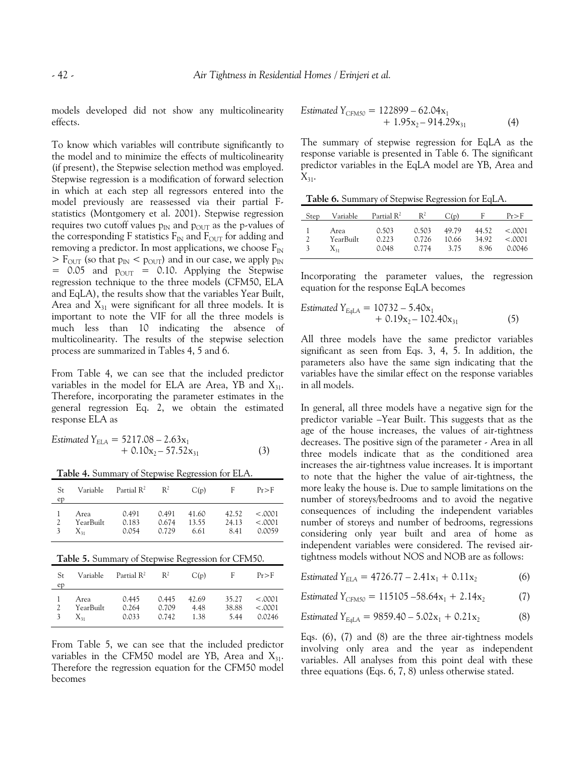models developed did not show any multicolinearity effects.

To know which variables will contribute significantly to the model and to minimize the effects of multicolinearity (if present), the Stepwise selection method was employed. Stepwise regression is a modification of forward selection in which at each step all regressors entered into the model previously are reassessed via their partial F-statistics (Montgomery et al. 2001). Stepwise regression requires two cutoff values $p_{IN}$ and $p_{OUT}$ as the p-values of the corresponding F statistics $F_{IN}$ and $F_{OUT}$ for adding and removing a predictor. In most applications, we choose $F_{IN} > F_{OUT}$ (so that $p_{IN} < p_{OUT}$) and in our case, we apply $p_{IN} = 0.05$ and $p_{OUT} = 0.10$. Applying the Stepwise regression technique to the three models (CFM50, ELA and EqLA), the results show that the variables Year Built, Area and $X_{31}$ were significant for all three models. It is important to note the VIF for all the three models is much less than 10 indicating the absence of multicolinearity. The results of the stepwise selection process are summarized in Tables 4, 5 and 6.

From Table 4, we can see that the included predictor variables in the model for ELA are Area, YB and $X_{31}$. Therefore, incorporating the parameter estimates in the general regression Eq. 2, we obtain the estimated response ELA as

$$\text{Estimated } Y_{ELA} = 5217.08 - 2.63x_1 + 0.10x_2 - 57.52x_{31} \quad (3)$$

**Table 4.** Summary of Stepwise Regression for ELA.

| Step | Variable | Partial $R^2$ | $R^2$ | C(p) | F | Pr>F |
|---|---|---|---|---|---|---|
| 1 | Area | 0.491 | 0.491 | 41.60 | 42.52 | <.0001 |
| 2 | YearBuilt | 0.183 | 0.674 | 13.55 | 24.13 | <.0001 |
| 3 | $X_{31}$ | 0.054 | 0.729 | 6.61 | 8.41 | 0.0059 |

**Table 5.** Summary of Stepwise Regression for CFM50.

| Step | Variable | Partial $R^2$ | $R^2$ | C(p) | F | Pr>F |
|---|---|---|---|---|---|---|
| 1 | Area | 0.445 | 0.445 | 42.69 | 35.27 | <.0001 |
| 2 | YearBuilt | 0.264 | 0.709 | 4.48 | 38.88 | <.0001 |
| 3 | $X_{31}$ | 0.033 | 0.742 | 1.38 | 5.44 | 0.0246 |

From Table 5, we can see that the included predictor variables in the CFM50 model are YB, Area and $X_{31}$. Therefore the regression equation for the CFM50 model becomes

$$\text{Estimated } Y_{CFM50} = 122899 - 62.04x_1 + 1.95x_2 - 914.29x_{31} \quad (4)$$

The summary of stepwise regression for EqLA as the response variable is presented in Table 6. The significant predictor variables in the EqLA model are YB, Area and $X_{31}$.

**Table 6.** Summary of Stepwise Regression for EqLA.

| Step | Variable | Partial $R^2$ | $R^2$ | C(p) | F | Pr>F |
|---|---|---|---|---|---|---|
| 1 | Area | 0.503 | 0.503 | 49.79 | 44.52 | <.0001 |
| 2 | YearBuilt | 0.223 | 0.726 | 10.66 | 34.92 | <.0001 |
| 3 | $X_{31}$ | 0.048 | 0.774 | 3.75 | 8.96 | 0.0046 |

Incorporating the parameter values, the regression equation for the response EqLA becomes

$$\text{Estimated } Y_{EqLA} = 10732 - 5.40x_1 + 0.19x_2 - 102.40x_{31} \quad (5)$$

All three models have the same predictor variables significant as seen from Eqs. 3, 4, 5. In addition, the parameters also have the same sign indicating that the variables have the similar effect on the response variables in all models.

In general, all three models have a negative sign for the predictor variable –Year Built. This suggests that as the age of the house increases, the values of air-tightness decreases. The positive sign of the parameter - Area in all three models indicate that as the conditioned area increases the air-tightness value increases. It is important to note that the higher the value of air-tightness, the more leaky the house is. Due to sample limitations on the number of storeys/bedrooms and to avoid the negative consequences of including the independent variables number of storeys and number of bedrooms, regressions considering only year built and area of home as independent variables were considered. The revised air-tightness models without NOS and NOB are as follows:

$$\text{Estimated } Y_{ELA} = 4726.77 - 2.41x_1 + 0.11x_2 \quad (6)$$

$$\text{Estimated } Y_{CFM50} = 115105 - 58.64x_1 + 2.14x_2 \quad (7)$$

$$\text{Estimated } Y_{EqLA} = 9859.40 - 5.02x_1 + 0.21x_2 \quad (8)$$

Eqs. (6), (7) and (8) are the three air-tightness models involving only area and the year as independent variables. All analyses from this point deal with these three equations (Eqs. 6, 7, 8) unless otherwise stated.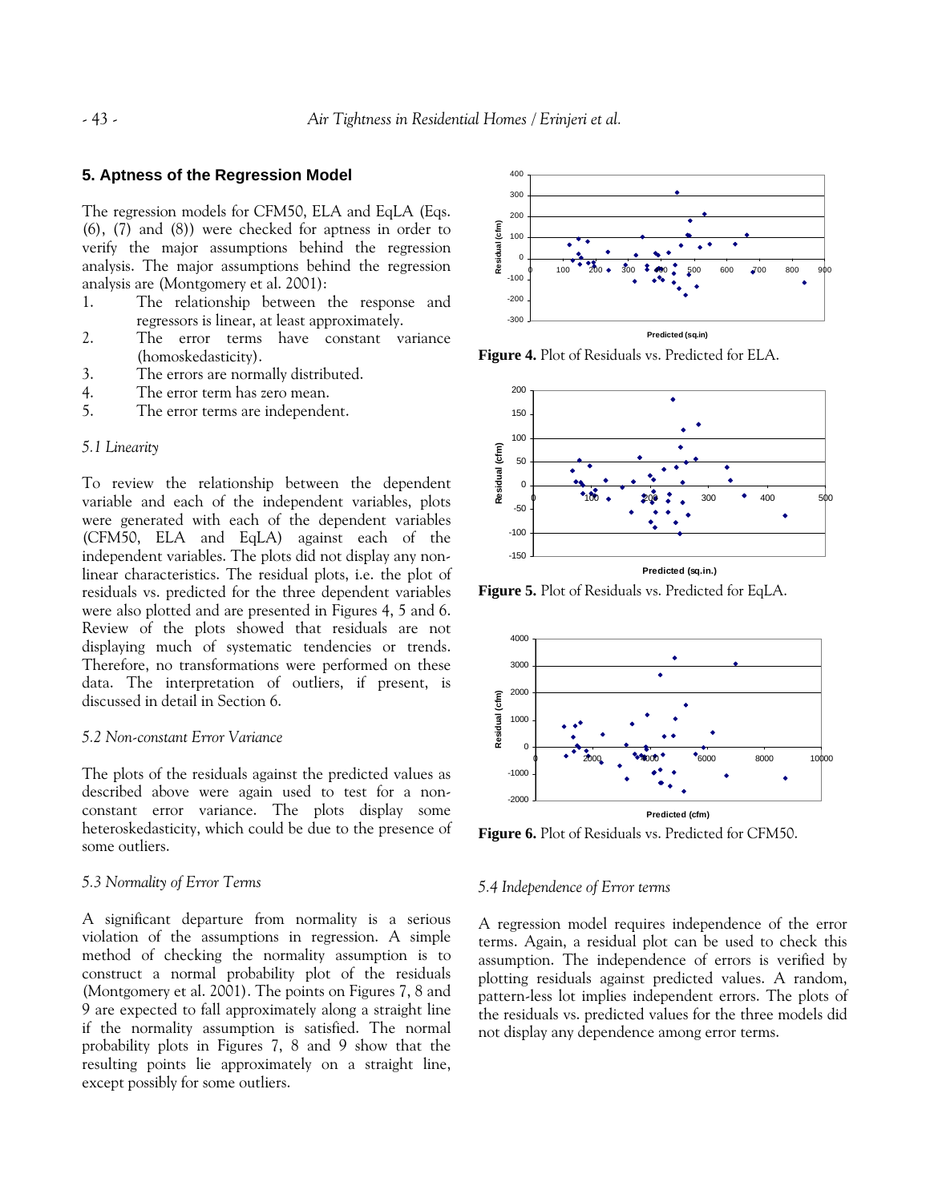## 5. Aptness of the Regression Model

The regression models for CFM50, ELA and EqLA (Eqs. (6), (7) and (8)) were checked for aptness in order to verify the major assumptions behind the regression analysis. The major assumptions behind the regression analysis are (Montgomery et al. 2001):

1. The relationship between the response and regressors is linear, at least approximately.
2. The error terms have constant variance (homoskedasticity).
3. The errors are normally distributed.
4. The error term has zero mean.
5. The error terms are independent.

### *5.1 Linearity*

To review the relationship between the dependent variable and each of the independent variables, plots were generated with each of the dependent variables (CFM50, ELA and EqLA) against each of the independent variables. The plots did not display any non-linear characteristics. The residual plots, i.e. the plot of residuals vs. predicted for the three dependent variables were also plotted and are presented in Figures 4, 5 and 6. Review of the plots showed that residuals are not displaying much of systematic tendencies or trends. Therefore, no transformations were performed on these data. The interpretation of outliers, if present, is discussed in detail in Section 6.

### *5.2 Non-constant Error Variance*

The plots of the residuals against the predicted values as described above were again used to test for a non-constant error variance. The plots display some heteroskedasticity, which could be due to the presence of some outliers.

### *5.3 Normality of Error Terms*

A significant departure from normality is a serious violation of the assumptions in regression. A simple method of checking the normality assumption is to construct a normal probability plot of the residuals (Montgomery et al. 2001). The points on Figures 7, 8 and 9 are expected to fall approximately along a straight line if the normality assumption is satisfied. The normal probability plots in Figures 7, 8 and 9 show that the resulting points lie approximately on a straight line, except possibly for some outliers.

**Figure 4.** Plot of Residuals vs. Predicted for ELA.

**Figure 5.** Plot of Residuals vs. Predicted for EqLA.

**Figure 6.** Plot of Residuals vs. Predicted for CFM50.

### *5.4 Independence of Error terms*

A regression model requires independence of the error terms. Again, a residual plot can be used to check this assumption. The independence of errors is verified by plotting residuals against predicted values. A random, pattern-less lot implies independent errors. The plots of the residuals vs. predicted values for the three models did not display any dependence among error terms.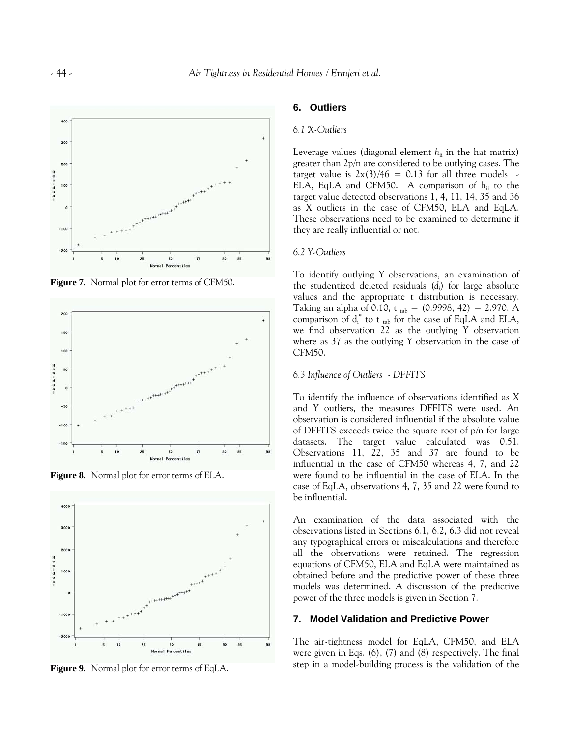Figure 7. Normal plot for error terms of CFM50.

Figure 8. Normal plot for error terms of ELA.

Figure 9. Normal plot for error terms of EqLA.

## 6. Outliers

### 6.1 X-Outliers

Leverage values (diagonal element $h_{ii}$ in the hat matrix) greater than 2p/n are considered to be outlying cases. The target value is $2x(3)/46 = 0.13$ for all three models - ELA, EqLA and CFM50. A comparison of $h_{ii}$ to the target value detected observations 1, 4, 11, 14, 35 and 36 as X outliers in the case of CFM50, ELA and EqLA. These observations need to be examined to determine if they are really influential or not.

### 6.2 Y-Outliers

To identify outlying Y observations, an examination of the studentized deleted residuals ($d_i$) for large absolute values and the appropriate t distribution is necessary. Taking an alpha of 0.10, $t_{tab} = (0.9998, 42) = 2.970$. A comparison of $d_i^*$ to $t_{tab}$ for the case of EqLA and ELA, we find observation 22 as the outlying Y observation where as 37 as the outlying Y observation in the case of CFM50.

### 6.3 Influence of Outliers - DFFITS

To identify the influence of observations identified as X and Y outliers, the measures DFFITS were used. An observation is considered influential if the absolute value of DFFITS exceeds twice the square root of p/n for large datasets. The target value calculated was 0.51. Observations 11, 22, 35 and 37 are found to be influential in the case of CFM50 whereas 4, 7, and 22 were found to be influential in the case of ELA. In the case of EqLA, observations 4, 7, 35 and 22 were found to be influential.

An examination of the data associated with the observations listed in Sections 6.1, 6.2, 6.3 did not reveal any typographical errors or miscalculations and therefore all the observations were retained. The regression equations of CFM50, ELA and EqLA were maintained as obtained before and the predictive power of these three models was determined. A discussion of the predictive power of the three models is given in Section 7.

## 7. Model Validation and Predictive Power

The air-tightness model for EqLA, CFM50, and ELA were given in Eqs. (6), (7) and (8) respectively. The final step in a model-building process is the validation of the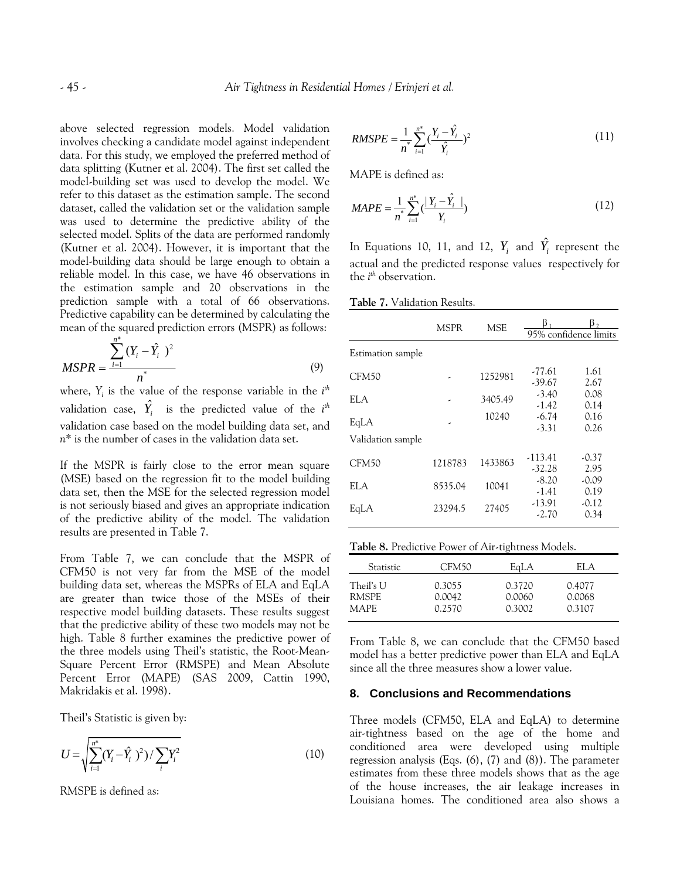above selected regression models. Model validation involves checking a candidate model against independent data. For this study, we employed the preferred method of data splitting (Kutner et al. 2004). The first set called the model-building set was used to develop the model. We refer to this dataset as the estimation sample. The second dataset, called the validation set or the validation sample was used to determine the predictive ability of the selected model. Splits of the data are performed randomly (Kutner et al. 2004). However, it is important that the model-building data should be large enough to obtain a reliable model. In this case, we have 46 observations in the estimation sample and 20 observations in the prediction sample with a total of 66 observations. Predictive capability can be determined by calculating the mean of the squared prediction errors (MSPR) as follows:

$$MSPR = \frac{\sum_{i=1}^{n^*}(Y_i - \hat{Y}_i)^2}{n^*} \tag{9}$$

where, $Y_i$ is the value of the response variable in the $i^{th}$ validation case, $\hat{Y}_i$ is the predicted value of the $i^{th}$ validation case based on the model building data set, and $n^*$ is the number of cases in the validation data set.

If the MSPR is fairly close to the error mean square (MSE) based on the regression fit to the model building data set, then the MSE for the selected regression model is not seriously biased and gives an appropriate indication of the predictive ability of the model. The validation results are presented in Table 7.

From Table 7, we can conclude that the MSPR of CFM50 is not very far from the MSE of the model building data set, whereas the MSPRs of ELA and EqLA are greater than twice those of the MSEs of their respective model building datasets. These results suggest that the predictive ability of these two models may not be high. Table 8 further examines the predictive power of the three models using Theil's statistic, the Root-Mean-Square Percent Error (RMSPE) and Mean Absolute Percent Error (MAPE) (SAS 2009, Cattin 1990, Makridakis et al. 1998).

Theil's Statistic is given by:

$$U = \sqrt{\sum_{i=1}^{n^*}(Y_i - \hat{Y}_i)^2) / \sum_i Y_i^2} \tag{10}$$

RMSPE is defined as:

$$RMSPE = \frac{1}{n^*}\sum_{i=1}^{n^*}\left(\frac{Y_i - \hat{Y}_i}{\hat{Y}_i}\right)^2 \tag{11}$$

MAPE is defined as:

$$MAPE = \frac{1}{n^*}\sum_{i=1}^{n^*}\left(\frac{|Y_i - \hat{Y}_i|}{Y_i}\right) \tag{12}$$

In Equations 10, 11, and 12, $Y_i$ and $\hat{Y}_i$ represent the actual and the predicted response values respectively for the $i^{th}$ observation.

**Table 7.** Validation Results.

| | MSPR | MSE | $\beta_1$ | $\beta_2$ |
|---|---|---|---|---|
| | | | 95% confidence limits | |
| Estimation sample | | | | |
| CFM50 | - | 1252981 | -77.61<br>-39.67 | 1.61<br>2.67 |
| ELA | - | 3405.49 | -3.40<br>-1.42 | 0.08<br>0.14 |
| EqLA | - | 10240 | -6.74<br>-3.31 | 0.16<br>0.26 |
| Validation sample | | | | |
| CFM50 | 1218783 | 1433863 | -113.41<br>-32.28 | -0.37<br>2.95 |
| ELA | 8535.04 | 10041 | -8.20<br>-1.41 | -0.09<br>0.19 |
| EqLA | 23294.5 | 27405 | -13.91<br>-2.70 | -0.12<br>0.34 |

**Table 8.** Predictive Power of Air-tightness Models.

| Statistic | CFM50 | EqLA | ELA |
|---|---|---|---|
| Theil's U | 0.3055 | 0.3720 | 0.4077 |
| RMSPE | 0.0042 | 0.0060 | 0.0068 |
| MAPE | 0.2570 | 0.3002 | 0.3107 |

From Table 8, we can conclude that the CFM50 based model has a better predictive power than ELA and EqLA since all the three measures show a lower value.

## 8. Conclusions and Recommendations

Three models (CFM50, ELA and EqLA) to determine air-tightness based on the age of the home and conditioned area were developed using multiple regression analysis (Eqs. (6), (7) and (8)). The parameter estimates from these three models shows that as the age of the house increases, the air leakage increases in Louisiana homes. The conditioned area also shows a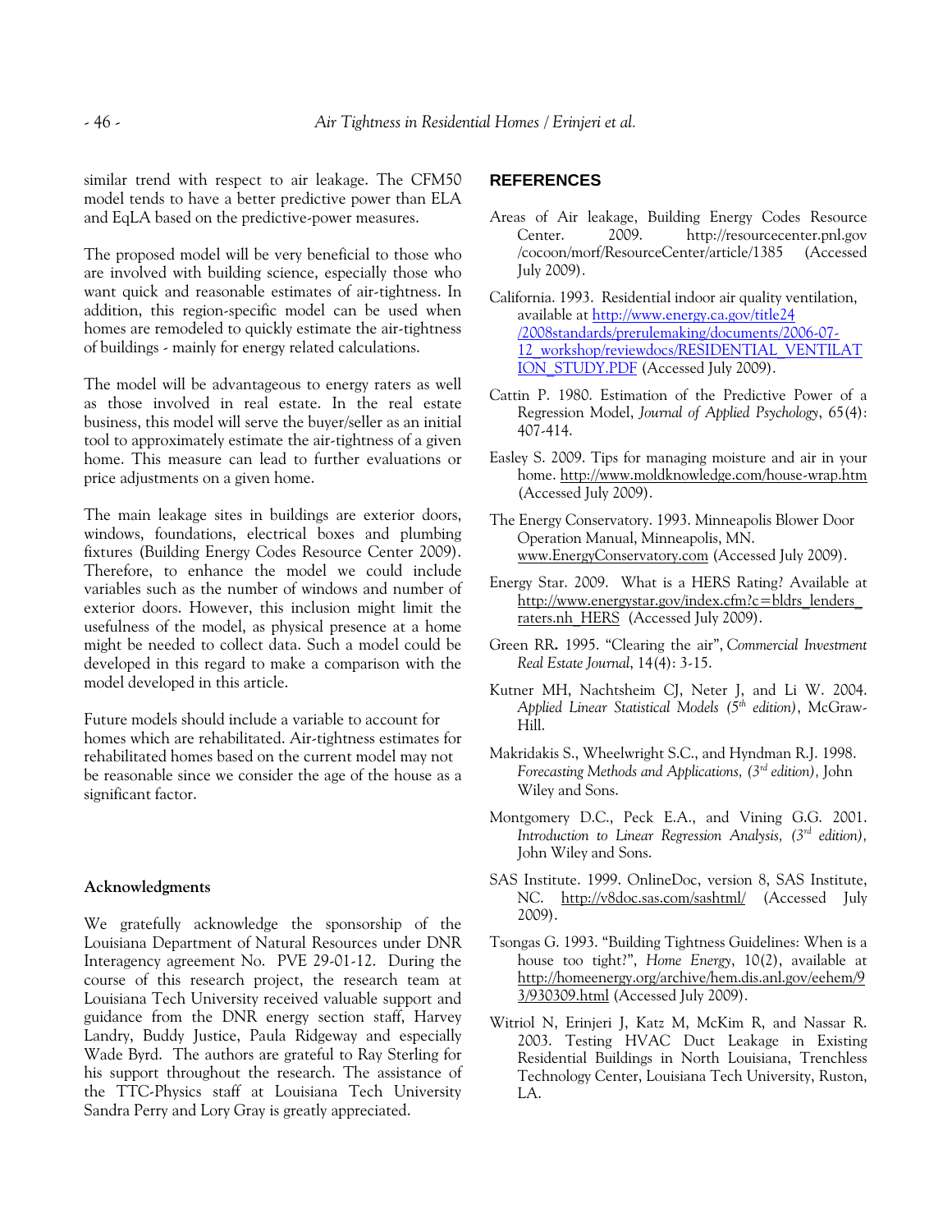similar trend with respect to air leakage. The CFM50 model tends to have a better predictive power than ELA and EqLA based on the predictive-power measures.

The proposed model will be very beneficial to those who are involved with building science, especially those who want quick and reasonable estimates of air-tightness. In addition, this region-specific model can be used when homes are remodeled to quickly estimate the air-tightness of buildings - mainly for energy related calculations.

The model will be advantageous to energy raters as well as those involved in real estate. In the real estate business, this model will serve the buyer/seller as an initial tool to approximately estimate the air-tightness of a given home. This measure can lead to further evaluations or price adjustments on a given home.

The main leakage sites in buildings are exterior doors, windows, foundations, electrical boxes and plumbing fixtures (Building Energy Codes Resource Center 2009). Therefore, to enhance the model we could include variables such as the number of windows and number of exterior doors. However, this inclusion might limit the usefulness of the model, as physical presence at a home might be needed to collect data. Such a model could be developed in this regard to make a comparison with the model developed in this article.

Future models should include a variable to account for homes which are rehabilitated. Air-tightness estimates for rehabilitated homes based on the current model may not be reasonable since we consider the age of the house as a significant factor.

### Acknowledgments

We gratefully acknowledge the sponsorship of the Louisiana Department of Natural Resources under DNR Interagency agreement No. PVE 29-01-12. During the course of this research project, the research team at Louisiana Tech University received valuable support and guidance from the DNR energy section staff, Harvey Landry, Buddy Justice, Paula Ridgeway and especially Wade Byrd. The authors are grateful to Ray Sterling for his support throughout the research. The assistance of the TTC-Physics staff at Louisiana Tech University Sandra Perry and Lory Gray is greatly appreciated.

## REFERENCES

Areas of Air leakage, Building Energy Codes Resource Center. 2009. http://resourcecenter.pnl.gov/cocoon/morf/ResourceCenter/article/1385 (Accessed July 2009).

California. 1993. Residential indoor air quality ventilation, available at http://www.energy.ca.gov/title24/2008standards/prerulemaking/documents/2006-07-12_workshop/reviewdocs/RESIDENTIAL_VENTILATION_STUDY.PDF (Accessed July 2009).

Cattin P. 1980. Estimation of the Predictive Power of a Regression Model, *Journal of Applied Psychology*, 65(4): 407-414.

Easley S. 2009. Tips for managing moisture and air in your home. http://www.moldknowledge.com/house-wrap.htm (Accessed July 2009).

The Energy Conservatory. 1993. Minneapolis Blower Door Operation Manual, Minneapolis, MN. www.EnergyConservatory.com (Accessed July 2009).

Energy Star. 2009. What is a HERS Rating? Available at http://www.energystar.gov/index.cfm?c=bldrs_lenders_raters.nh_HERS (Accessed July 2009).

Green RR**.** 1995. "Clearing the air", *Commercial Investment Real Estate Journal*, 14(4): 3-15.

Kutner MH, Nachtsheim CJ, Neter J, and Li W. 2004. *Applied Linear Statistical Models (5th edition)*, McGraw-Hill.

Makridakis S., Wheelwright S.C., and Hyndman R.J. 1998. *Forecasting Methods and Applications, (3rd edition),* John Wiley and Sons.

Montgomery D.C., Peck E.A., and Vining G.G. 2001. *Introduction to Linear Regression Analysis, (3rd edition),* John Wiley and Sons.

SAS Institute. 1999. OnlineDoc, version 8, SAS Institute, NC. http://v8doc.sas.com/sashtml/ (Accessed July 2009).

Tsongas G. 1993. "Building Tightness Guidelines: When is a house too tight?", *Home Energy*, 10(2), available at http://homeenergy.org/archive/hem.dis.anl.gov/eehem/93/930309.html (Accessed July 2009).

Witriol N, Erinjeri J, Katz M, McKim R, and Nassar R. 2003. Testing HVAC Duct Leakage in Existing Residential Buildings in North Louisiana, Trenchless Technology Center, Louisiana Tech University, Ruston, LA.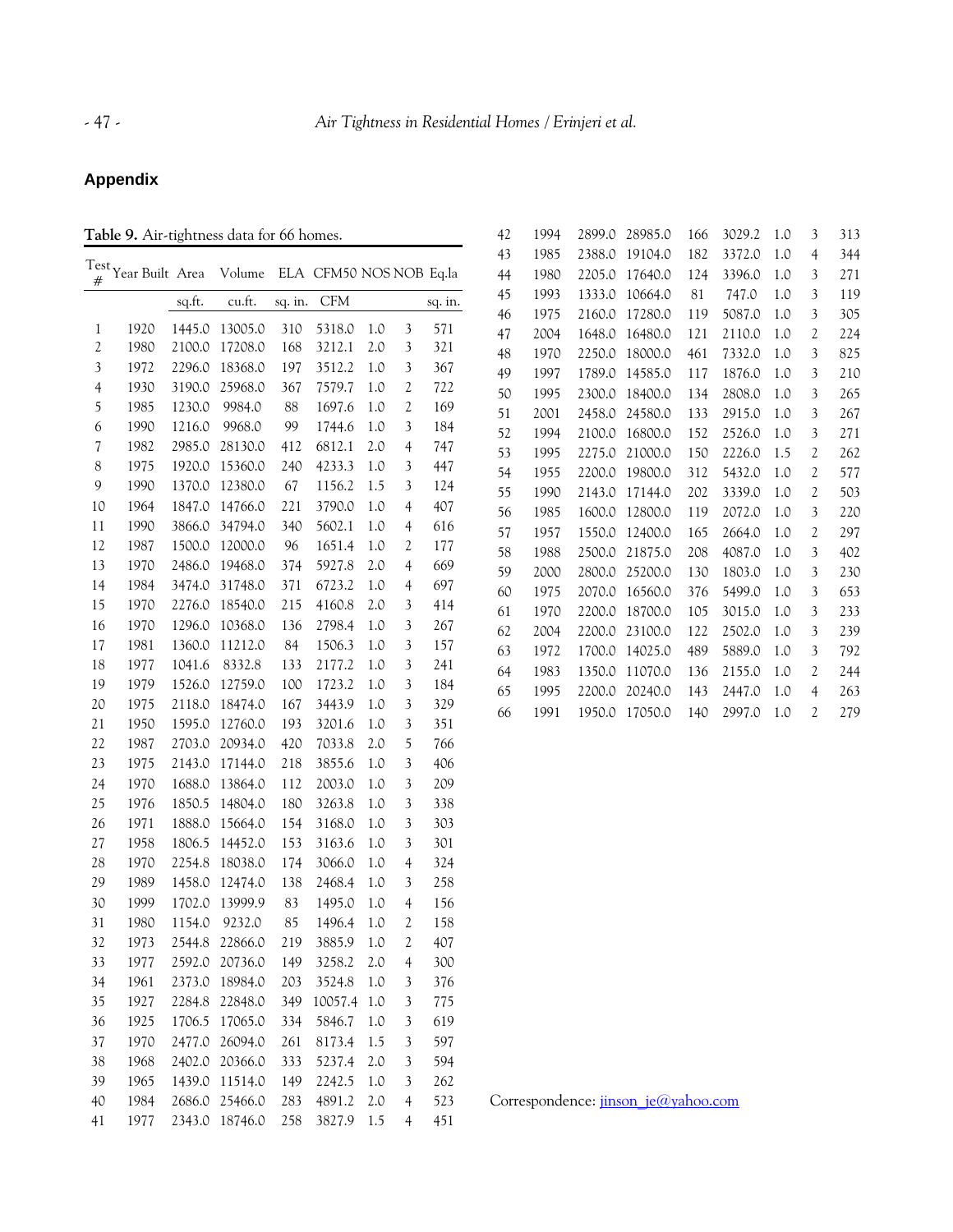## Appendix

**Table 9.** Air-tightness data for 66 homes.

| Test # | Year Built | Area | Volume | ELA | CFM50 | NOS | NOB | Eq.la |
|---|---|---|---|---|---|---|---|---|
| | | sq.ft. | cu.ft. | sq. in. | CFM | | | sq. in. |
| 1 | 1920 | 1445.0 | 13005.0 | 310 | 5318.0 | 1.0 | 3 | 571 |
| 2 | 1980 | 2100.0 | 17208.0 | 168 | 3212.1 | 2.0 | 3 | 321 |
| 3 | 1972 | 2296.0 | 18368.0 | 197 | 3512.2 | 1.0 | 3 | 367 |
| 4 | 1930 | 3190.0 | 25968.0 | 367 | 7579.7 | 1.0 | 2 | 722 |
| 5 | 1985 | 1230.0 | 9984.0 | 88 | 1697.6 | 1.0 | 2 | 169 |
| 6 | 1990 | 1216.0 | 9968.0 | 99 | 1744.6 | 1.0 | 3 | 184 |
| 7 | 1982 | 2985.0 | 28130.0 | 412 | 6812.1 | 2.0 | 4 | 747 |
| 8 | 1975 | 1920.0 | 15360.0 | 240 | 4233.3 | 1.0 | 3 | 447 |
| 9 | 1990 | 1370.0 | 12380.0 | 67 | 1156.2 | 1.5 | 3 | 124 |
| 10 | 1964 | 1847.0 | 14766.0 | 221 | 3790.0 | 1.0 | 4 | 407 |
| 11 | 1990 | 3866.0 | 34794.0 | 340 | 5602.1 | 1.0 | 4 | 616 |
| 12 | 1987 | 1500.0 | 12000.0 | 96 | 1651.4 | 1.0 | 2 | 177 |
| 13 | 1970 | 2486.0 | 19468.0 | 374 | 5927.8 | 2.0 | 4 | 669 |
| 14 | 1984 | 3474.0 | 31748.0 | 371 | 6723.2 | 1.0 | 4 | 697 |
| 15 | 1970 | 2276.0 | 18540.0 | 215 | 4160.8 | 2.0 | 3 | 414 |
| 16 | 1970 | 1296.0 | 10368.0 | 136 | 2798.4 | 1.0 | 3 | 267 |
| 17 | 1981 | 1360.0 | 11212.0 | 84 | 1506.3 | 1.0 | 3 | 157 |
| 18 | 1977 | 1041.6 | 8332.8 | 133 | 2177.2 | 1.0 | 3 | 241 |
| 19 | 1979 | 1526.0 | 12759.0 | 100 | 1723.2 | 1.0 | 3 | 184 |
| 20 | 1975 | 2118.0 | 18474.0 | 167 | 3443.9 | 1.0 | 3 | 329 |
| 21 | 1950 | 1595.0 | 12760.0 | 193 | 3201.6 | 1.0 | 3 | 351 |
| 22 | 1987 | 2703.0 | 20934.0 | 420 | 7033.8 | 2.0 | 5 | 766 |
| 23 | 1975 | 2143.0 | 17144.0 | 218 | 3855.6 | 1.0 | 3 | 406 |
| 24 | 1970 | 1688.0 | 13864.0 | 112 | 2003.0 | 1.0 | 3 | 209 |
| 25 | 1976 | 1850.5 | 14804.0 | 180 | 3263.8 | 1.0 | 3 | 338 |
| 26 | 1971 | 1888.0 | 15664.0 | 154 | 3168.0 | 1.0 | 3 | 303 |
| 27 | 1958 | 1806.5 | 14452.0 | 153 | 3163.6 | 1.0 | 3 | 301 |
| 28 | 1970 | 2254.8 | 18038.0 | 174 | 3066.0 | 1.0 | 4 | 324 |
| 29 | 1989 | 1458.0 | 12474.0 | 138 | 2468.4 | 1.0 | 3 | 258 |
| 30 | 1999 | 1702.0 | 13999.9 | 83 | 1495.0 | 1.0 | 4 | 156 |
| 31 | 1980 | 1154.0 | 9232.0 | 85 | 1496.4 | 1.0 | 2 | 158 |
| 32 | 1973 | 2544.8 | 22866.0 | 219 | 3885.9 | 1.0 | 2 | 407 |
| 33 | 1977 | 2592.0 | 20736.0 | 149 | 3258.2 | 2.0 | 4 | 300 |
| 34 | 1961 | 2373.0 | 18984.0 | 203 | 3524.8 | 1.0 | 3 | 376 |
| 35 | 1927 | 2284.8 | 22848.0 | 349 | 10057.4 | 1.0 | 3 | 775 |
| 36 | 1925 | 1706.5 | 17065.0 | 334 | 5846.7 | 1.0 | 3 | 619 |
| 37 | 1970 | 2477.0 | 26094.0 | 261 | 8173.4 | 1.5 | 3 | 597 |
| 38 | 1968 | 2402.0 | 20366.0 | 333 | 5237.4 | 2.0 | 3 | 594 |
| 39 | 1965 | 1439.0 | 11514.0 | 149 | 2242.5 | 1.0 | 3 | 262 |
| 40 | 1984 | 2686.0 | 25466.0 | 283 | 4891.2 | 2.0 | 4 | 523 |
| 41 | 1977 | 2343.0 | 18746.0 | 258 | 3827.9 | 1.5 | 4 | 451 |
| 42 | 1994 | 2899.0 | 28985.0 | 166 | 3029.2 | 1.0 | 3 | 313 |
| 43 | 1985 | 2388.0 | 19104.0 | 182 | 3372.0 | 1.0 | 4 | 344 |
| 44 | 1980 | 2205.0 | 17640.0 | 124 | 3396.0 | 1.0 | 3 | 271 |
| 45 | 1993 | 1333.0 | 10664.0 | 81 | 747.0 | 1.0 | 3 | 119 |
| 46 | 1975 | 2160.0 | 17280.0 | 119 | 5087.0 | 1.0 | 3 | 305 |
| 47 | 2004 | 1648.0 | 16480.0 | 121 | 2110.0 | 1.0 | 2 | 224 |
| 48 | 1970 | 2250.0 | 18000.0 | 461 | 7332.0 | 1.0 | 3 | 825 |
| 49 | 1997 | 1789.0 | 14585.0 | 117 | 1876.0 | 1.0 | 3 | 210 |
| 50 | 1995 | 2300.0 | 18400.0 | 134 | 2808.0 | 1.0 | 3 | 265 |
| 51 | 2001 | 2458.0 | 24580.0 | 133 | 2915.0 | 1.0 | 3 | 267 |
| 52 | 1994 | 2100.0 | 16800.0 | 152 | 2526.0 | 1.0 | 3 | 271 |
| 53 | 1995 | 2275.0 | 21000.0 | 150 | 2226.0 | 1.5 | 2 | 262 |
| 54 | 1955 | 2200.0 | 19800.0 | 312 | 5432.0 | 1.0 | 2 | 577 |
| 55 | 1990 | 2143.0 | 17144.0 | 202 | 3339.0 | 1.0 | 2 | 503 |
| 56 | 1985 | 1600.0 | 12800.0 | 119 | 2072.0 | 1.0 | 3 | 220 |
| 57 | 1957 | 1550.0 | 12400.0 | 165 | 2664.0 | 1.0 | 2 | 297 |
| 58 | 1988 | 2500.0 | 21875.0 | 208 | 4087.0 | 1.0 | 3 | 402 |
| 59 | 2000 | 2800.0 | 25200.0 | 130 | 1803.0 | 1.0 | 3 | 230 |
| 60 | 1975 | 2070.0 | 16560.0 | 376 | 5499.0 | 1.0 | 3 | 653 |
| 61 | 1970 | 2200.0 | 18700.0 | 105 | 3015.0 | 1.0 | 3 | 233 |
| 62 | 2004 | 2200.0 | 23100.0 | 122 | 2502.0 | 1.0 | 3 | 239 |
| 63 | 1972 | 1700.0 | 14025.0 | 489 | 5889.0 | 1.0 | 3 | 792 |
| 64 | 1983 | 1350.0 | 11070.0 | 136 | 2155.0 | 1.0 | 2 | 244 |
| 65 | 1995 | 2200.0 | 20240.0 | 143 | 2447.0 | 1.0 | 4 | 263 |
| 66 | 1991 | 1950.0 | 17050.0 | 140 | 2997.0 | 1.0 | 2 | 279 |

Correspondence: jinson_je@yahoo.com